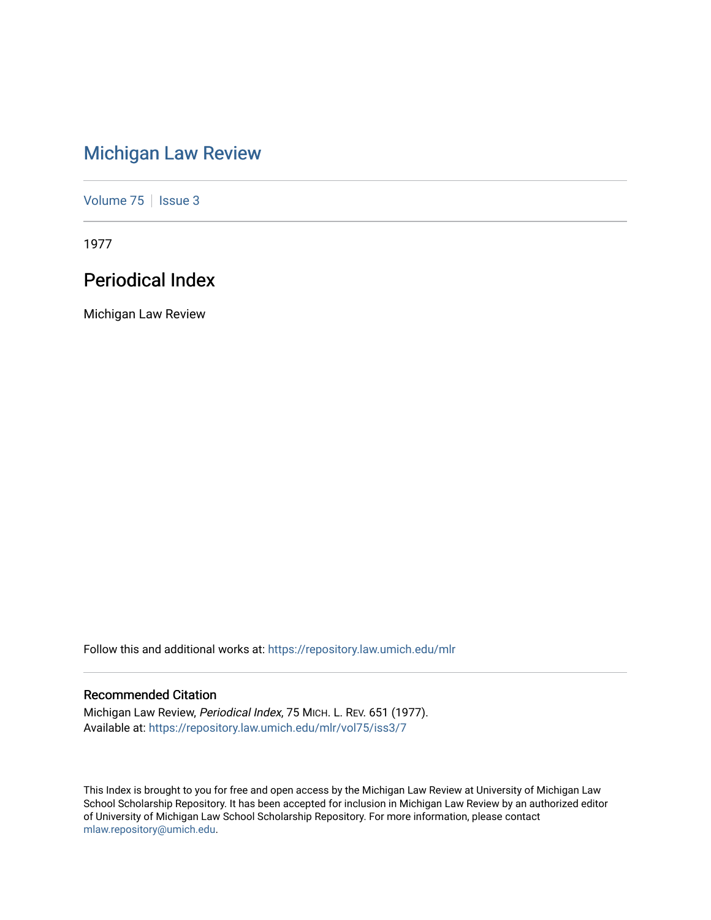# Michigan Law Review

Volume 75 | Issue 3

1977

## Periodical Index

Michigan Law Review

Follow this and additional works at: https://repository.law.umich.edu/mlr

### Recommended Citation

Michigan Law Review, *Periodical Index*, 75 MICH. L. REV. 651 (1977).
Available at: https://repository.law.umich.edu/mlr/vol75/iss3/7

This Index is brought to you for free and open access by the Michigan Law Review at University of Michigan Law School Scholarship Repository. It has been accepted for inclusion in Michigan Law Review by an authorized editor of University of Michigan Law School Scholarship Repository. For more information, please contact mlaw.repository@umich.edu.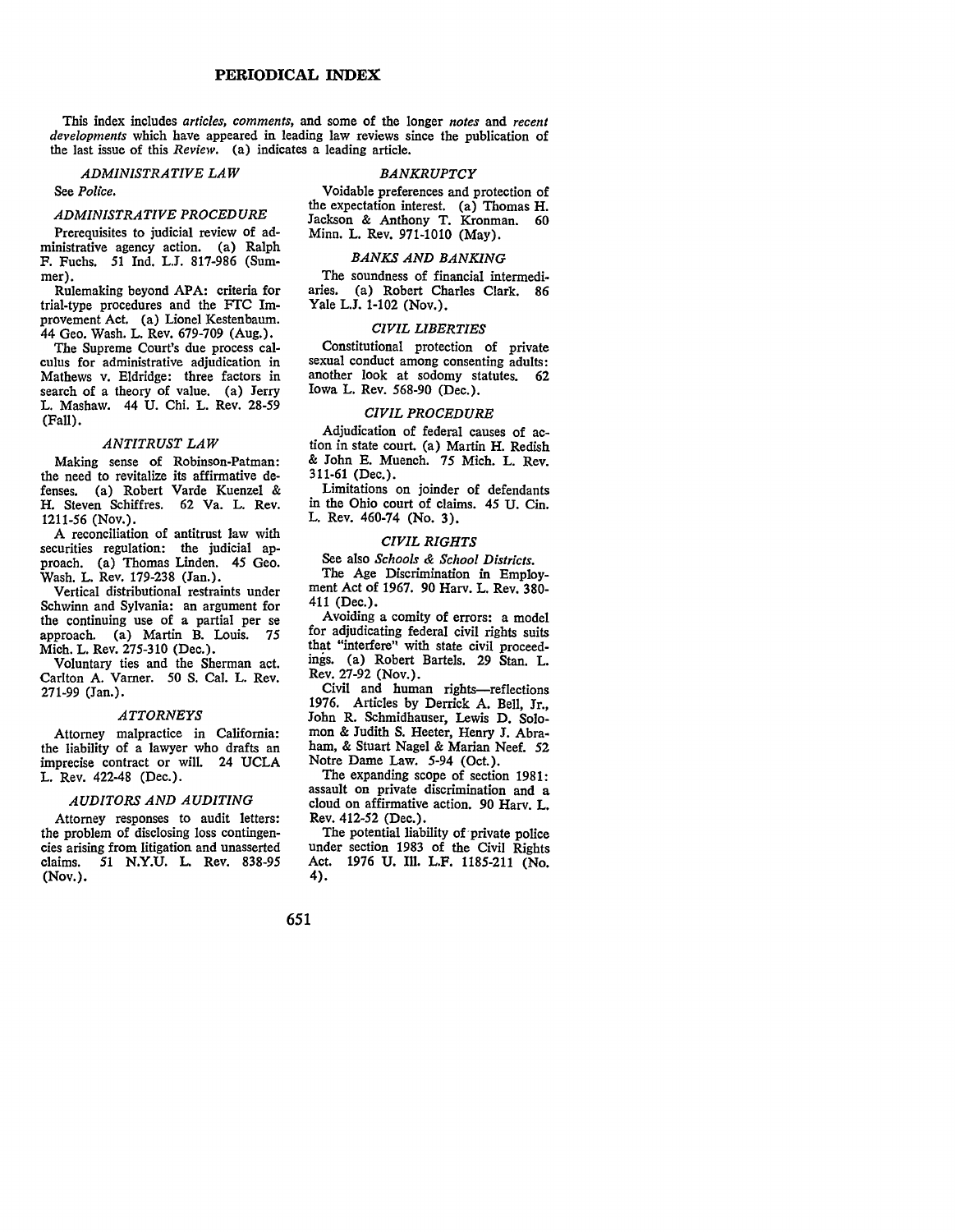# PERIODICAL INDEX

This index includes *articles, comments,* and some of the longer *notes* and *recent developments* which have appeared in leading law reviews since the publication of the last issue of this *Review.* (a) indicates a leading article.

### *ADMINISTRATIVE LAW*

See *Police.*

### *ADMINISTRATIVE PROCEDURE*

Prerequisites to judicial review of administrative agency action. (a) Ralph F. Fuchs. 51 Ind. L.J. 817-986 (Summer).

Rulemaking beyond APA: criteria for trial-type procedures and the FTC Improvement Act. (a) Lionel Kestenbaum. 44 Geo. Wash. L. Rev. 679-709 (Aug.).

The Supreme Court's due process calculus for administrative adjudication in Mathews v. Eldridge: three factors in search of a theory of value. (a) Jerry L. Mashaw. 44 U. Chi. L. Rev. 28-59 (Fall).

### *ANTITRUST LAW*

Making sense of Robinson-Patman: the need to revitalize its affirmative defenses. (a) Robert Varde Kuenzel & H. Steven Schiffres. 62 Va. L. Rev. 1211-56 (Nov.).

A reconciliation of antitrust law with securities regulation: the judicial approach. (a) Thomas Linden. 45 Geo. Wash. L. Rev. 179-238 (Jan.).

Vertical distributional restraints under Schwinn and Sylvania: an argument for the continuing use of a partial per se approach. (a) Martin B. Louis. 75 Mich. L. Rev. 275-310 (Dec.).

Voluntary ties and the Sherman act. Carlton A. Varner. 50 S. Cal. L. Rev. 271-99 (Jan.).

### *ATTORNEYS*

Attorney malpractice in California: the liability of a lawyer who drafts an imprecise contract or will. 24 UCLA L. Rev. 422-48 (Dec.).

### *AUDITORS AND AUDITING*

Attorney responses to audit letters: the problem of disclosing loss contingencies arising from litigation and unasserted claims. 51 N.Y.U. L. Rev. 838-95 (Nov.).

### *BANKRUPTCY*

Voidable preferences and protection of the expectation interest. (a) Thomas H. Jackson & Anthony T. Kronman. 60 Minn. L. Rev. 971-1010 (May).

### *BANKS AND BANKING*

The soundness of financial intermediaries. (a) Robert Charles Clark. 86 Yale L.J. 1-102 (Nov.).

### *CIVIL LIBERTIES*

Constitutional protection of private sexual conduct among consenting adults: another look at sodomy statutes. 62 Iowa L. Rev. 568-90 (Dec.).

### *CIVIL PROCEDURE*

Adjudication of federal causes of action in state court. (a) Martin H. Redish & John E. Muench. 75 Mich. L. Rev. 311-61 (Dec.).

Limitations on joinder of defendants in the Ohio court of claims. 45 U. Cin. L. Rev. 460-74 (No. 3).

### *CIVIL RIGHTS*

See also *Schools & School Districts.*

The Age Discrimination in Employment Act of 1967. 90 Harv. L. Rev. 380-411 (Dec.).

Avoiding a comity of errors: a model for adjudicating federal civil rights suits that "interfere" with state civil proceedings. (a) Robert Bartels. 29 Stan. L. Rev. 27-92 (Nov.).

Civil and human rights—reflections 1976. Articles by Derrick A. Bell, Jr., John R. Schmidhauser, Lewis D. Solomon & Judith S. Heeter, Henry J. Abraham, & Stuart Nagel & Marian Neef. 52 Notre Dame Law. 5-94 (Oct.).

The expanding scope of section 1981: assault on private discrimination and a cloud on affirmative action. 90 Harv. L. Rev. 412-52 (Dec.).

The potential liability of private police under section 1983 of the Civil Rights Act. 1976 U. Ill. L.F. 1185-211 (No. 4).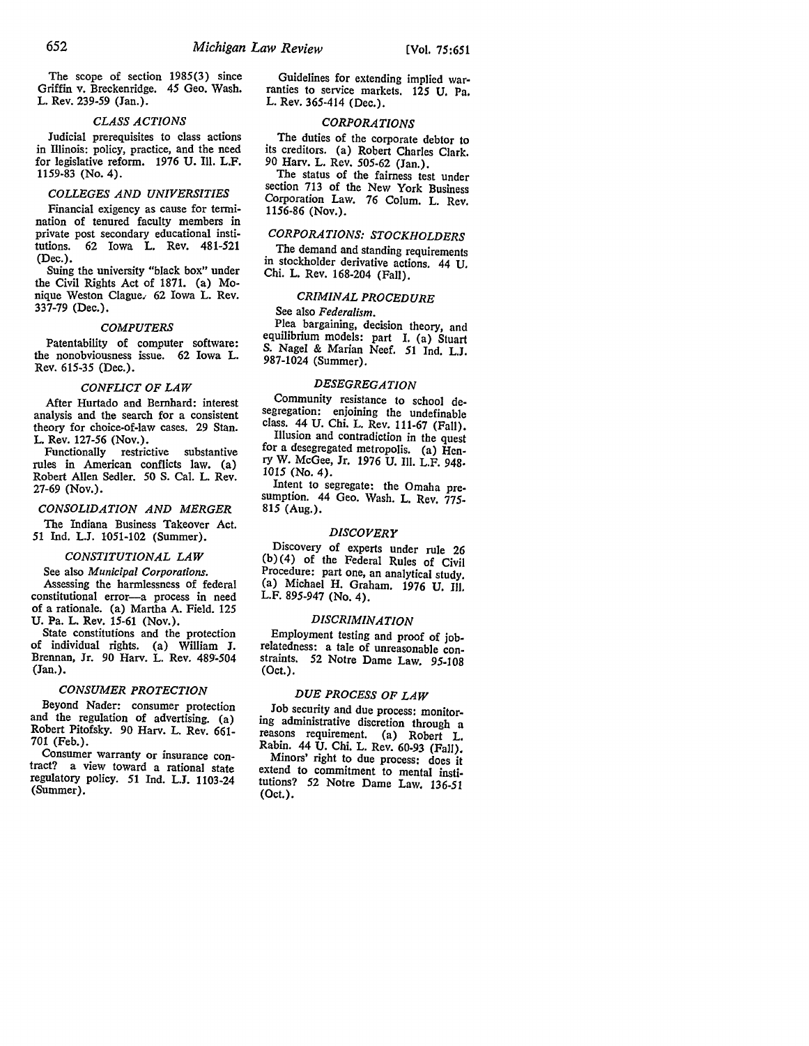The scope of section 1985(3) since Griffin v. Breckenridge. 45 Geo. Wash. L. Rev. 239-59 (Jan.).

### *CLASS ACTIONS*

Judicial prerequisites to class actions in Illinois: policy, practice, and the need for legislative reform. 1976 U. Ill. L.F. 1159-83 (No. 4).

### *COLLEGES AND UNIVERSITIES*

Financial exigency as cause for termination of tenured faculty members in private post secondary educational institutions. 62 Iowa L. Rev. 481-521 (Dec.).

Suing the university "black box" under the Civil Rights Act of 1871. (a) Monique Weston Clague. 62 Iowa L. Rev. 337-79 (Dec.).

### *COMPUTERS*

Patentability of computer software: the nonobviousness issue. 62 Iowa L. Rev. 615-35 (Dec.).

### *CONFLICT OF LAW*

After Hurtado and Bernhard: interest analysis and the search for a consistent theory for choice-of-law cases. 29 Stan. L. Rev. 127-56 (Nov.).

Functionally restrictive substantive rules in American conflicts law. (a) Robert Allen Sedler. 50 S. Cal. L. Rev. 27-69 (Nov.).

### *CONSOLIDATION AND MERGER*

The Indiana Business Takeover Act. 51 Ind. L.J. 1051-102 (Summer).

### *CONSTITUTIONAL LAW*

See also *Municipal Corporations.*

Assessing the harmlessness of federal constitutional error—a process in need of a rationale. (a) Martha A. Field. 125 U. Pa. L. Rev. 15-61 (Nov.).

State constitutions and the protection of individual rights. (a) William J. Brennan, Jr. 90 Harv. L. Rev. 489-504 (Jan.).

### *CONSUMER PROTECTION*

Beyond Nader: consumer protection and the regulation of advertising. (a) Robert Pitofsky. 90 Harv. L. Rev. 661-701 (Feb.).

Consumer warranty or insurance contract? a view toward a rational state regulatory policy. 51 Ind. L.J. 1103-24 (Summer).

Guidelines for extending implied warranties to service markets. 125 U. Pa. L. Rev. 365-414 (Dec.).

### *CORPORATIONS*

The duties of the corporate debtor to its creditors. (a) Robert Charles Clark. 90 Harv. L. Rev. 505-62 (Jan.).

The status of the fairness test under section 713 of the New York Business Corporation Law. 76 Colum. L. Rev. 1156-86 (Nov.).

### *CORPORATIONS: STOCKHOLDERS*

The demand and standing requirements in stockholder derivative actions. 44 U. Chi. L. Rev. 168-204 (Fall).

### *CRIMINAL PROCEDURE*

See also *Federalism.*

Plea bargaining, decision theory, and equilibrium models: part I. (a) Stuart S. Nagel & Marian Neef. 51 Ind. L.J. 987-1024 (Summer).

### *DESEGREGATION*

Community resistance to school desegregation: enjoining the undefinable class. 44 U. Chi. L. Rev. 111-67 (Fall).

Illusion and contradiction in the quest for a desegregated metropolis. (a) Henry W. McGee, Jr. 1976 U. Ill. L.F. 948-1015 (No. 4).

Intent to segregate: the Omaha presumption. 44 Geo. Wash. L. Rev. 775-815 (Aug.).

### *DISCOVERY*

Discovery of experts under rule 26 (b)(4) of the Federal Rules of Civil Procedure: part one, an analytical study. (a) Michael H. Graham. 1976 U. Ill. L.F. 895-947 (No. 4).

### *DISCRIMINATION*

Employment testing and proof of job-relatedness: a tale of unreasonable constraints. 52 Notre Dame Law. 95-108 (Oct.).

### *DUE PROCESS OF LAW*

Job security and due process: monitoring administrative discretion through a reasons requirement. (a) Robert L. Rabin. 44 U. Chi. L. Rev. 60-93 (Fall).

Minors' right to due process: does it extend to commitment to mental institutions? 52 Notre Dame Law. 136-51 (Oct.).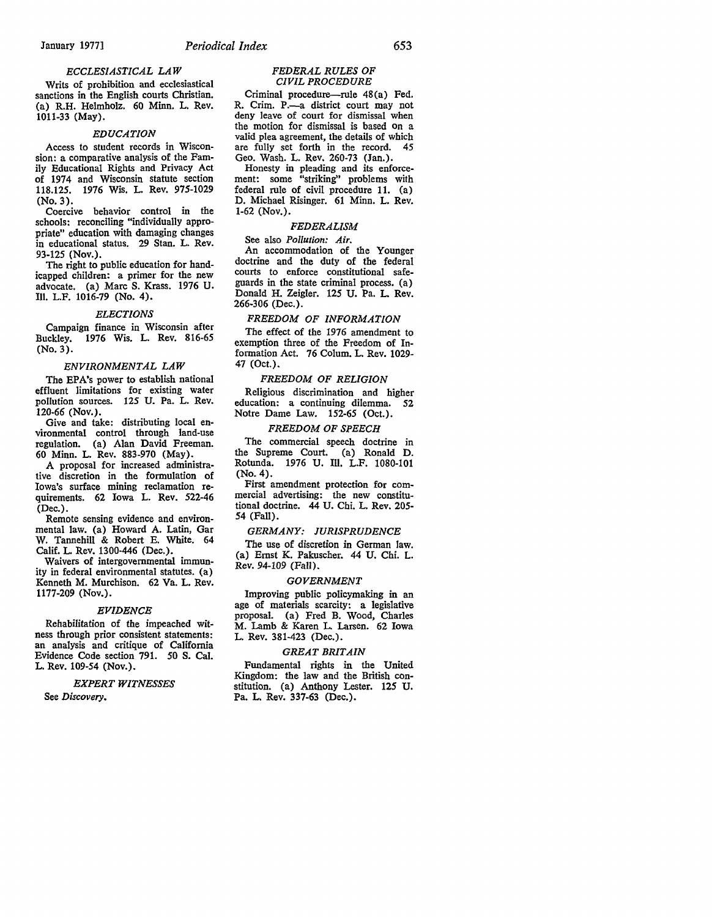### *ECCLESIASTICAL LAW*

Writs of prohibition and ecclesiastical sanctions in the English courts Christian. (a) R.H. Helmholz. 60 Minn. L. Rev. 1011-33 (May).

### *EDUCATION*

Access to student records in Wisconsin: a comparative analysis of the Family Educational Rights and Privacy Act of 1974 and Wisconsin statute section 118.125. 1976 Wis. L. Rev. 975-1029 (No. 3).

Coercive behavior control in the schools: reconciling "individually appropriate" education with damaging changes in educational status. 29 Stan. L. Rev. 93-125 (Nov.).

The right to public education for handicapped children: a primer for the new advocate. (a) Marc S. Krass. 1976 U. Ill. L.F. 1016-79 (No. 4).

### *ELECTIONS*

Campaign finance in Wisconsin after Buckley. 1976 Wis. L. Rev. 816-65 (No. 3).

### *ENVIRONMENTAL LAW*

The EPA's power to establish national effluent limitations for existing water pollution sources. 125 U. Pa. L. Rev. 120-66 (Nov.).

Give and take: distributing local environmental control through land-use regulation. (a) Alan David Freeman. 60 Minn. L. Rev. 883-970 (May).

A proposal for increased administrative discretion in the formulation of Iowa's surface mining reclamation requirements. 62 Iowa L. Rev. 522-46 (Dec.).

Remote sensing evidence and environmental law. (a) Howard A. Latin, Gar W. Tannehill & Robert E. White. 64 Calif. L. Rev. 1300-446 (Dec.).

Waivers of intergovernmental immunity in federal environmental statutes. (a) Kenneth M. Murchison. 62 Va. L. Rev. 1177-209 (Nov.).

### *EVIDENCE*

Rehabilitation of the impeached witness through prior consistent statements: an analysis and critique of California Evidence Code section 791. 50 S. Cal. L. Rev. 109-54 (Nov.).

### *EXPERT WITNESSES*

See *Discovery*.

### *FEDERAL RULES OF CIVIL PROCEDURE*

Criminal procedure—rule 48(a) Fed. R. Crim. P.—a district court may not deny leave of court for dismissal when the motion for dismissal is based on a valid plea agreement, the details of which are fully set forth in the record. 45 Geo. Wash. L. Rev. 260-73 (Jan.).

Honesty in pleading and its enforcement: some "striking" problems with federal rule of civil procedure 11. (a) D. Michael Risinger. 61 Minn. L. Rev. 1-62 (Nov.).

### *FEDERALISM*

See also *Pollution: Air*.

An accommodation of the Younger doctrine and the duty of the federal courts to enforce constitutional safeguards in the state criminal process. (a) Donald H. Zeigler. 125 U. Pa. L. Rev. 266-306 (Dec.).

### *FREEDOM OF INFORMATION*

The effect of the 1976 amendment to exemption three of the Freedom of Information Act. 76 Colum. L. Rev. 1029-47 (Oct.).

### *FREEDOM OF RELIGION*

Religious discrimination and higher education: a continuing dilemma. 52 Notre Dame Law. 152-65 (Oct.).

### *FREEDOM OF SPEECH*

The commercial speech doctrine in the Supreme Court. (a) Ronald D. Rotunda. 1976 U. Ill. L.F. 1080-101 (No. 4).

First amendment protection for commercial advertising: the new constitutional doctrine. 44 U. Chi. L. Rev. 205-54 (Fall).

### *GERMANY: JURISPRUDENCE*

The use of discretion in German law. (a) Ernst K. Pakuscher. 44 U. Chi. L. Rev. 94-109 (Fall).

### *GOVERNMENT*

Improving public policymaking in an age of materials scarcity: a legislative proposal. (a) Fred B. Wood, Charles M. Lamb & Karen L. Larsen. 62 Iowa L. Rev. 381-423 (Dec.).

### *GREAT BRITAIN*

Fundamental rights in the United Kingdom: the law and the British constitution. (a) Anthony Lester. 125 U. Pa. L. Rev. 337-63 (Dec.).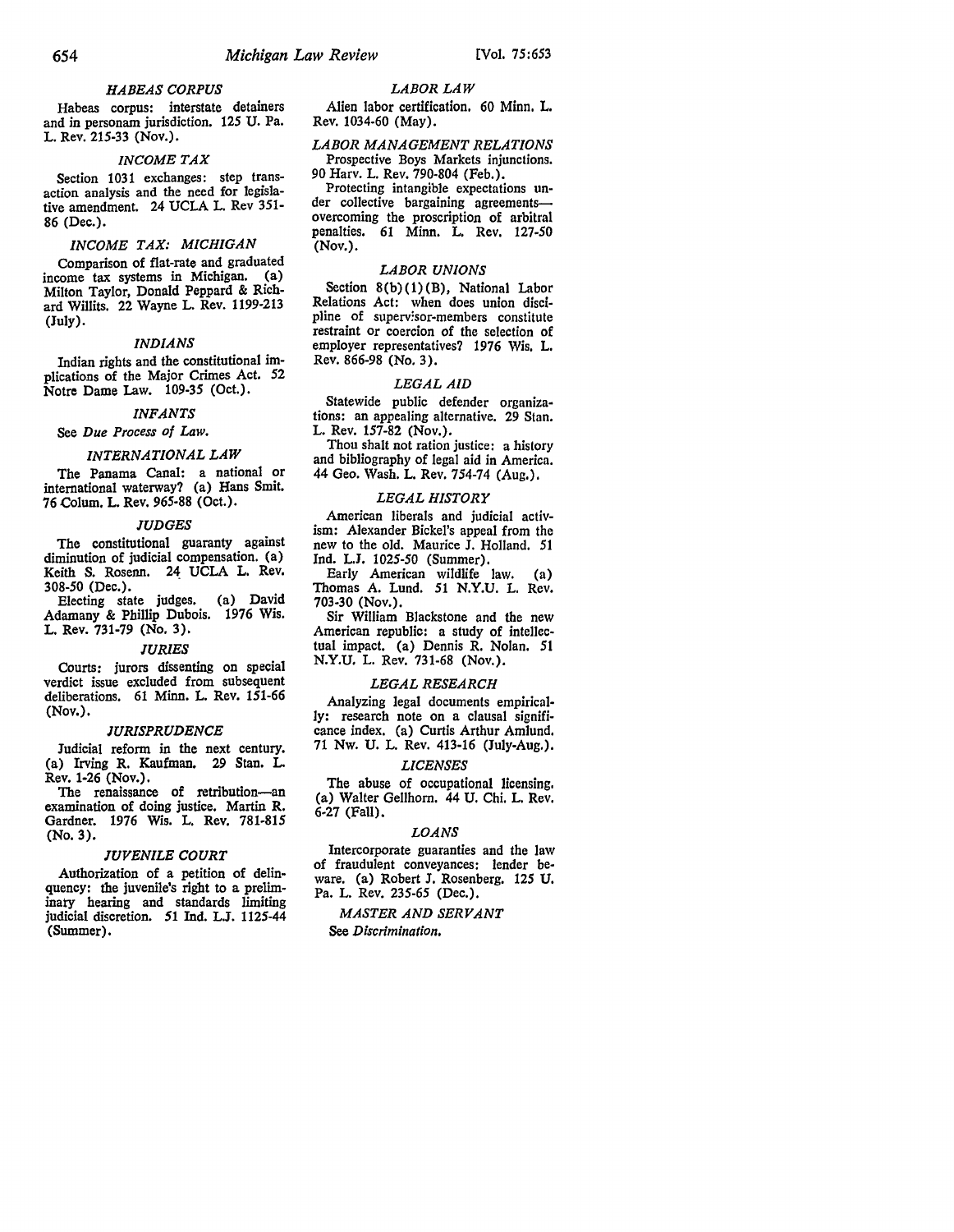### *HABEAS CORPUS*

Habeas corpus: interstate detainers and in personam jurisdiction. 125 U. Pa. L. Rev. 215-33 (Nov.).

### *INCOME TAX*

Section 1031 exchanges: step transaction analysis and the need for legislative amendment. 24 UCLA L. Rev 351-86 (Dec.).

### *INCOME TAX: MICHIGAN*

Comparison of flat-rate and graduated income tax systems in Michigan. (a) Milton Taylor, Donald Peppard & Richard Willits. 22 Wayne L. Rev. 1199-213 (July).

### *INDIANS*

Indian rights and the constitutional implications of the Major Crimes Act. 52 Notre Dame Law. 109-35 (Oct.).

### *INFANTS*

See *Due Process of Law.*

### *INTERNATIONAL LAW*

The Panama Canal: a national or international waterway? (a) Hans Smit. 76 Colum. L. Rev. 965-88 (Oct.).

### *JUDGES*

The constitutional guaranty against diminution of judicial compensation. (a) Keith S. Rosenn. 24 UCLA L. Rev. 308-50 (Dec.).

Electing state judges. (a) David Adamany & Phillip Dubois. 1976 Wis. L. Rev. 731-79 (No. 3).

### *JURIES*

Courts: jurors dissenting on special verdict issue excluded from subsequent deliberations. 61 Minn. L. Rev. 151-66 (Nov.).

### *JURISPRUDENCE*

Judicial reform in the next century. (a) Irving R. Kaufman. 29 Stan. L. Rev. 1-26 (Nov.).

The renaissance of retribution—an examination of doing justice. Martin R. Gardner. 1976 Wis. L. Rev. 781-815 (No. 3).

### *JUVENILE COURT*

Authorization of a petition of delinquency: the juvenile's right to a preliminary hearing and standards limiting judicial discretion. 51 Ind. L.J. 1125-44 (Summer).

### *LABOR LAW*

Alien labor certification. 60 Minn. L. Rev. 1034-60 (May).

### *LABOR MANAGEMENT RELATIONS*

Prospective Boys Markets injunctions. 90 Harv. L. Rev. 790-804 (Feb.).

Protecting intangible expectations under collective bargaining agreements—overcoming the proscription of arbitral penalties. 61 Minn. L. Rev. 127-50 (Nov.).

### *LABOR UNIONS*

Section 8(b)(1)(B), National Labor Relations Act: when does union discipline of supervisor-members constitute restraint or coercion of the selection of employer representatives? 1976 Wis. L. Rev. 866-98 (No. 3).

### *LEGAL AID*

Statewide public defender organizations: an appealing alternative. 29 Stan. L. Rev. 157-82 (Nov.).

Thou shalt not ration justice: a history and bibliography of legal aid in America. 44 Geo. Wash. L. Rev. 754-74 (Aug.).

### *LEGAL HISTORY*

American liberals and judicial activism: Alexander Bickel's appeal from the new to the old. Maurice J. Holland. 51 Ind. L.J. 1025-50 (Summer).

Early American wildlife law. (a) Thomas A. Lund. 51 N.Y.U. L. Rev. 703-30 (Nov.).

Sir William Blackstone and the new American republic: a study of intellectual impact. (a) Dennis R. Nolan. 51 N.Y.U. L. Rev. 731-68 (Nov.).

### *LEGAL RESEARCH*

Analyzing legal documents empirically: research note on a clausal significance index. (a) Curtis Arthur Amlund. 71 Nw. U. L. Rev. 413-16 (July-Aug.).

### *LICENSES*

The abuse of occupational licensing. (a) Walter Gellhorn. 44 U. Chi. L. Rev. 6-27 (Fall).

### *LOANS*

Intercorporate guaranties and the law of fraudulent conveyances: lender beware. (a) Robert J. Rosenberg. 125 U. Pa. L. Rev. 235-65 (Dec.).

### *MASTER AND SERVANT*

See *Discrimination.*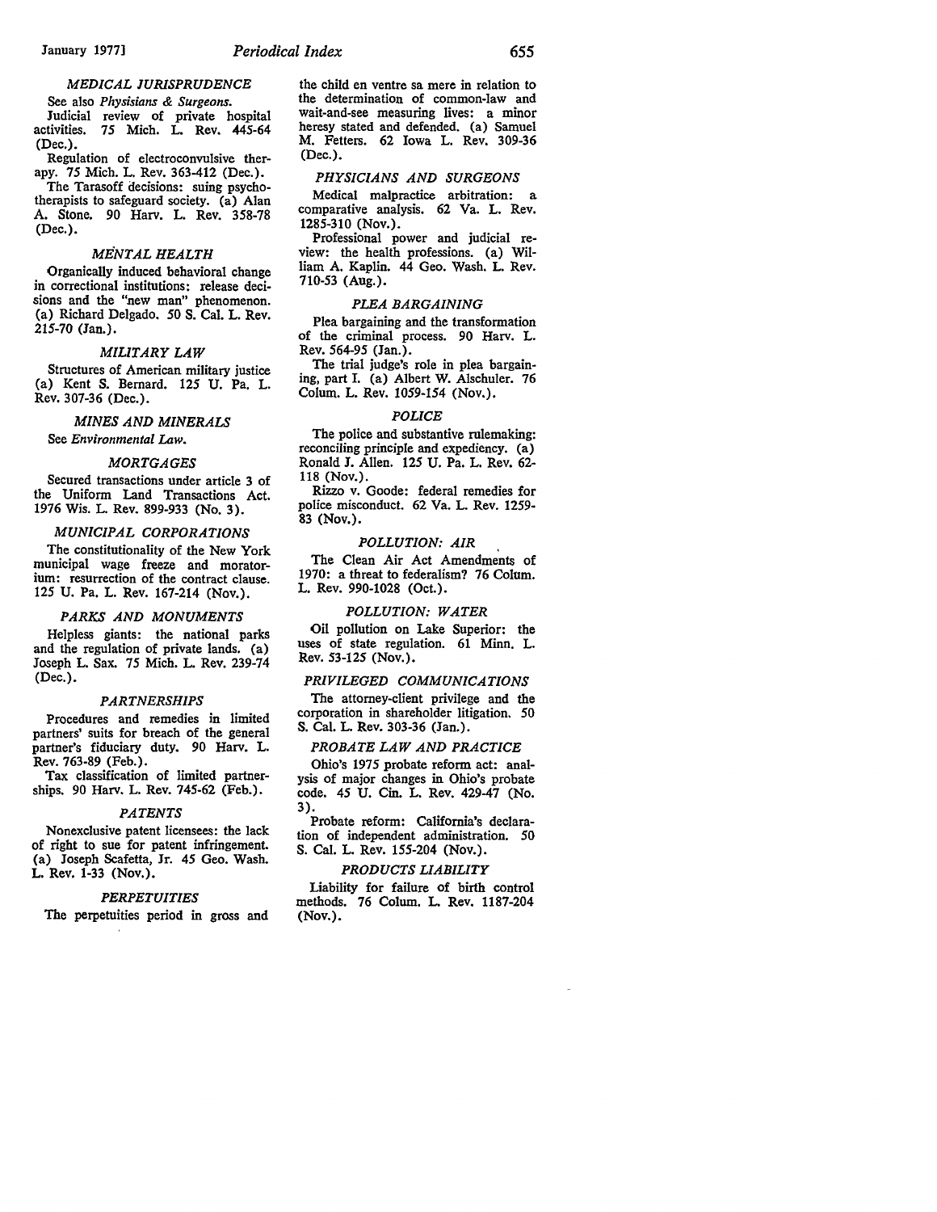### *MEDICAL JURISPRUDENCE*

See also *Physicians & Surgeons.*

Judicial review of private hospital activities. 75 Mich. L. Rev. 445-64 (Dec.).

Regulation of electroconvulsive therapy. 75 Mich. L. Rev. 363-412 (Dec.).

The Tarasoff decisions: suing psychotherapists to safeguard society. (a) Alan A. Stone. 90 Harv. L. Rev. 358-78 (Dec.).

### *MENTAL HEALTH*

Organically induced behavioral change in correctional institutions: release decisions and the "new man" phenomenon. (a) Richard Delgado. 50 S. Cal. L. Rev. 215-70 (Jan.).

### *MILITARY LAW*

Structures of American military justice (a) Kent S. Bernard. 125 U. Pa. L. Rev. 307-36 (Dec.).

### *MINES AND MINERALS*

See *Environmental Law.*

### *MORTGAGES*

Secured transactions under article 3 of the Uniform Land Transactions Act. 1976 Wis. L. Rev. 899-933 (No. 3).

### *MUNICIPAL CORPORATIONS*

The constitutionality of the New York municipal wage freeze and moratorium: resurrection of the contract clause. 125 U. Pa. L. Rev. 167-214 (Nov.).

### *PARKS AND MONUMENTS*

Helpless giants: the national parks and the regulation of private lands. (a) Joseph L. Sax. 75 Mich. L. Rev. 239-74 (Dec.).

### *PARTNERSHIPS*

Procedures and remedies in limited partners' suits for breach of the general partner's fiduciary duty. 90 Harv. L. Rev. 763-89 (Feb.).

Tax classification of limited partnerships. 90 Harv. L. Rev. 745-62 (Feb.).

### *PATENTS*

Nonexclusive patent licensees: the lack of right to sue for patent infringement. (a) Joseph Scafetta, Jr. 45 Geo. Wash. L. Rev. 1-33 (Nov.).

### *PERPETUITIES*

The perpetuities period in gross and the child en ventre sa mere in relation to the determination of common-law and wait-and-see measuring lives: a minor heresy stated and defended. (a) Samuel M. Fetters. 62 Iowa L. Rev. 309-36 (Dec.).

### *PHYSICIANS AND SURGEONS*

Medical malpractice arbitration: a comparative analysis. 62 Va. L. Rev. 1285-310 (Nov.).

Professional power and judicial review: the health professions. (a) William A. Kaplin. 44 Geo. Wash. L. Rev. 710-53 (Aug.).

### *PLEA BARGAINING*

Plea bargaining and the transformation of the criminal process. 90 Harv. L. Rev. 564-95 (Jan.).

The trial judge's role in plea bargaining, part I. (a) Albert W. Alschuler. 76 Colum. L. Rev. 1059-154 (Nov.).

### *POLICE*

The police and substantive rulemaking: reconciling principle and expediency. (a) Ronald J. Allen. 125 U. Pa. L. Rev. 62-118 (Nov.).

Rizzo v. Goode: federal remedies for police misconduct. 62 Va. L. Rev. 1259-83 (Nov.).

### *POLLUTION: AIR*

The Clean Air Act Amendments of 1970: a threat to federalism? 76 Colum. L. Rev. 990-1028 (Oct.).

### *POLLUTION: WATER*

Oil pollution on Lake Superior: the uses of state regulation. 61 Minn. L. Rev. 53-125 (Nov.).

### *PRIVILEGED COMMUNICATIONS*

The attorney-client privilege and the corporation in shareholder litigation. 50 S. Cal. L. Rev. 303-36 (Jan.).

### *PROBATE LAW AND PRACTICE*

Ohio's 1975 probate reform act: analysis of major changes in Ohio's probate code. 45 U. Cin. L. Rev. 429-47 (No. 3).

Probate reform: California's declaration of independent administration. 50 S. Cal. L. Rev. 155-204 (Nov.).

### *PRODUCTS LIABILITY*

Liability for failure of birth control methods. 76 Colum. L. Rev. 1187-204 (Nov.).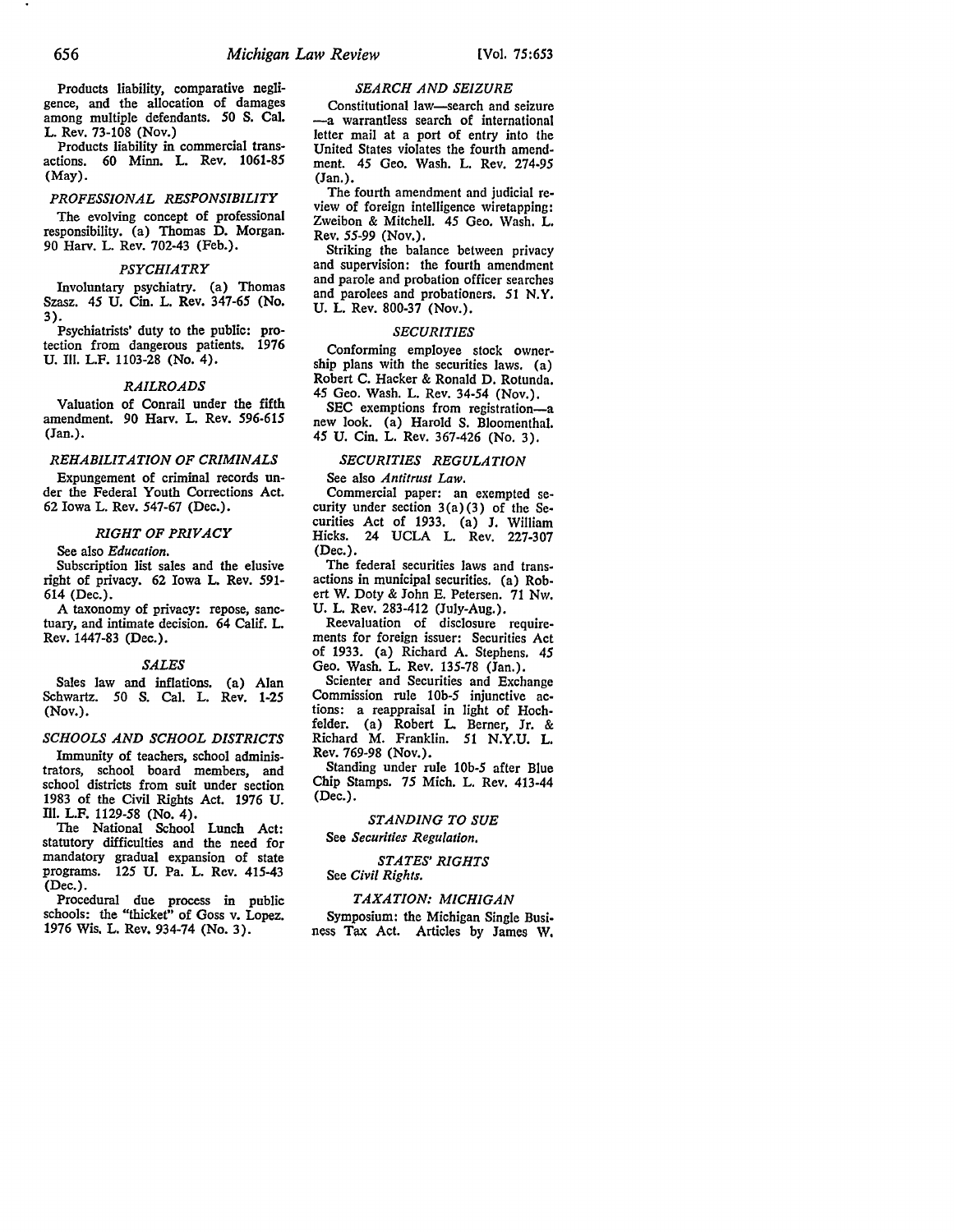Products liability, comparative negligence, and the allocation of damages among multiple defendants. 50 S. Cal. L. Rev. 73-108 (Nov.)

Products liability in commercial transactions. 60 Minn. L. Rev. 1061-85 (May).

### *PROFESSIONAL RESPONSIBILITY*

The evolving concept of professional responsibility. (a) Thomas D. Morgan. 90 Harv. L. Rev. 702-43 (Feb.).

### *PSYCHIATRY*

Involuntary psychiatry. (a) Thomas Szasz. 45 U. Cin. L. Rev. 347-65 (No. 3).

Psychiatrists' duty to the public: protection from dangerous patients. 1976 U. Ill. L.F. 1103-28 (No. 4).

### *RAILROADS*

Valuation of Conrail under the fifth amendment. 90 Harv. L. Rev. 596-615 (Jan.).

### *REHABILITATION OF CRIMINALS*

Expungement of criminal records under the Federal Youth Corrections Act. 62 Iowa L. Rev. 547-67 (Dec.).

### *RIGHT OF PRIVACY*

See also *Education*.

Subscription list sales and the elusive right of privacy. 62 Iowa L. Rev. 591-614 (Dec.).

A taxonomy of privacy: repose, sanctuary, and intimate decision. 64 Calif. L. Rev. 1447-83 (Dec.).

### *SALES*

Sales law and inflations. (a) Alan Schwartz. 50 S. Cal. L. Rev. 1-25 (Nov.).

### *SCHOOLS AND SCHOOL DISTRICTS*

Immunity of teachers, school administrators, school board members, and school districts from suit under section 1983 of the Civil Rights Act. 1976 U. Ill. L.F. 1129-58 (No. 4).

The National School Lunch Act: statutory difficulties and the need for mandatory gradual expansion of state programs. 125 U. Pa. L. Rev. 415-43 (Dec.).

Procedural due process in public schools: the "thicket" of Goss v. Lopez. 1976 Wis. L. Rev. 934-74 (No. 3).

### *SEARCH AND SEIZURE*

Constitutional law—search and seizure—a warrantless search of international letter mail at a port of entry into the United States violates the fourth amendment. 45 Geo. Wash. L. Rev. 274-95 (Jan.).

The fourth amendment and judicial review of foreign intelligence wiretapping: Zweibon & Mitchell. 45 Geo. Wash. L. Rev. 55-99 (Nov.).

Striking the balance between privacy and supervision: the fourth amendment and parole and probation officer searches and parolees and probationers. 51 N.Y. U. L. Rev. 800-37 (Nov.).

### *SECURITIES*

Conforming employee stock ownership plans with the securities laws. (a) Robert C. Hacker & Ronald D. Rotunda. 45 Geo. Wash. L. Rev. 34-54 (Nov.).

SEC exemptions from registration—a new look. (a) Harold S. Bloomenthal. 45 U. Cin. L. Rev. 367-426 (No. 3).

### *SECURITIES REGULATION*

See also *Antitrust Law*.

Commercial paper: an exempted security under section 3(a)(3) of the Securities Act of 1933. (a) J. William Hicks. 24 UCLA L. Rev. 227-307 (Dec.).

The federal securities laws and transactions in municipal securities. (a) Robert W. Doty & John E. Petersen. 71 Nw. U. L. Rev. 283-412 (July-Aug.).

Reevaluation of disclosure requirements for foreign issuer: Securities Act of 1933. (a) Richard A. Stephens. 45 Geo. Wash. L. Rev. 135-78 (Jan.).

Scienter and Securities and Exchange Commission rule 10b-5 injunctive actions: a reappraisal in light of Hochfelder. (a) Robert L. Berner, Jr. & Richard M. Franklin. 51 N.Y.U. L. Rev. 769-98 (Nov.).

Standing under rule 10b-5 after Blue Chip Stamps. 75 Mich. L. Rev. 413-44 (Dec.).

### *STANDING TO SUE*

See *Securities Regulation*.

### *STATES' RIGHTS*

See *Civil Rights*.

### *TAXATION: MICHIGAN*

Symposium: the Michigan Single Business Tax Act. Articles by James W.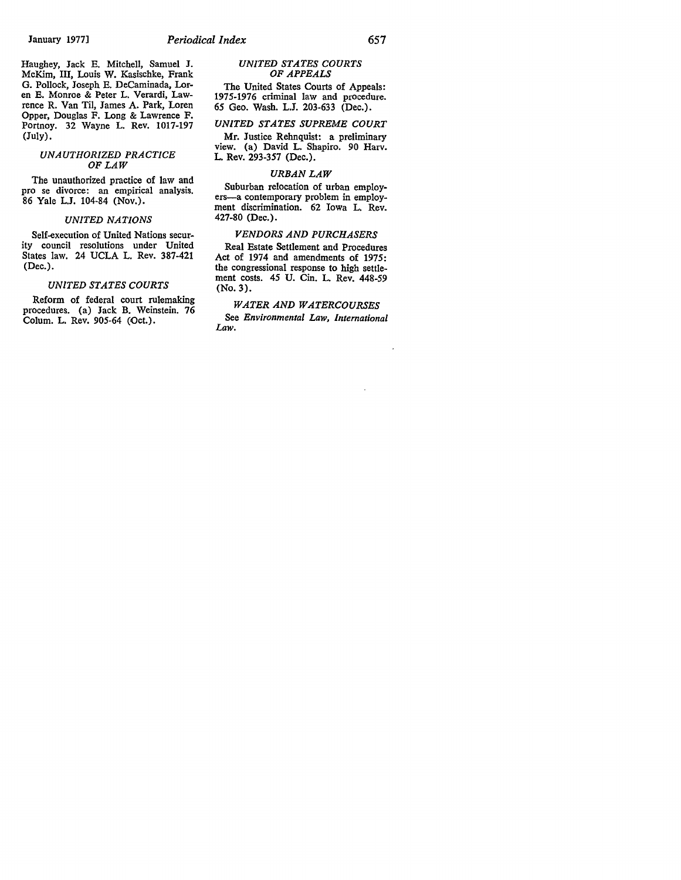Haughey, Jack E. Mitchell, Samuel J. McKim, III, Louis W. Kasischke, Frank G. Pollock, Joseph E. DeCaminada, Loren E. Monroe & Peter L. Verardi, Lawrence R. Van Til, James A. Park, Loren Opper, Douglas F. Long & Lawrence F. Portnoy. 32 Wayne L. Rev. 1017-197 (July).

### *UNAUTHORIZED PRACTICE OF LAW*

The unauthorized practice of law and pro se divorce: an empirical analysis. 86 Yale L.J. 104-84 (Nov.).

### *UNITED NATIONS*

Self-execution of United Nations security council resolutions under United States law. 24 UCLA L. Rev. 387-421 (Dec.).

### *UNITED STATES COURTS*

Reform of federal court rulemaking procedures. (a) Jack B. Weinstein. 76 Colum. L. Rev. 905-64 (Oct.).

### *UNITED STATES COURTS OF APPEALS*

The United States Courts of Appeals: 1975-1976 criminal law and procedure. 65 Geo. Wash. L.J. 203-633 (Dec.).

### *UNITED STATES SUPREME COURT*

Mr. Justice Rehnquist: a preliminary view. (a) David L. Shapiro. 90 Harv. L. Rev. 293-357 (Dec.).

### *URBAN LAW*

Suburban relocation of urban employers—a contemporary problem in employment discrimination. 62 Iowa L. Rev. 427-80 (Dec.).

### *VENDORS AND PURCHASERS*

Real Estate Settlement and Procedures Act of 1974 and amendments of 1975: the congressional response to high settlement costs. 45 U. Cin. L. Rev. 448-59 (No. 3).

### *WATER AND WATERCOURSES*

See *Environmental Law, International Law.*